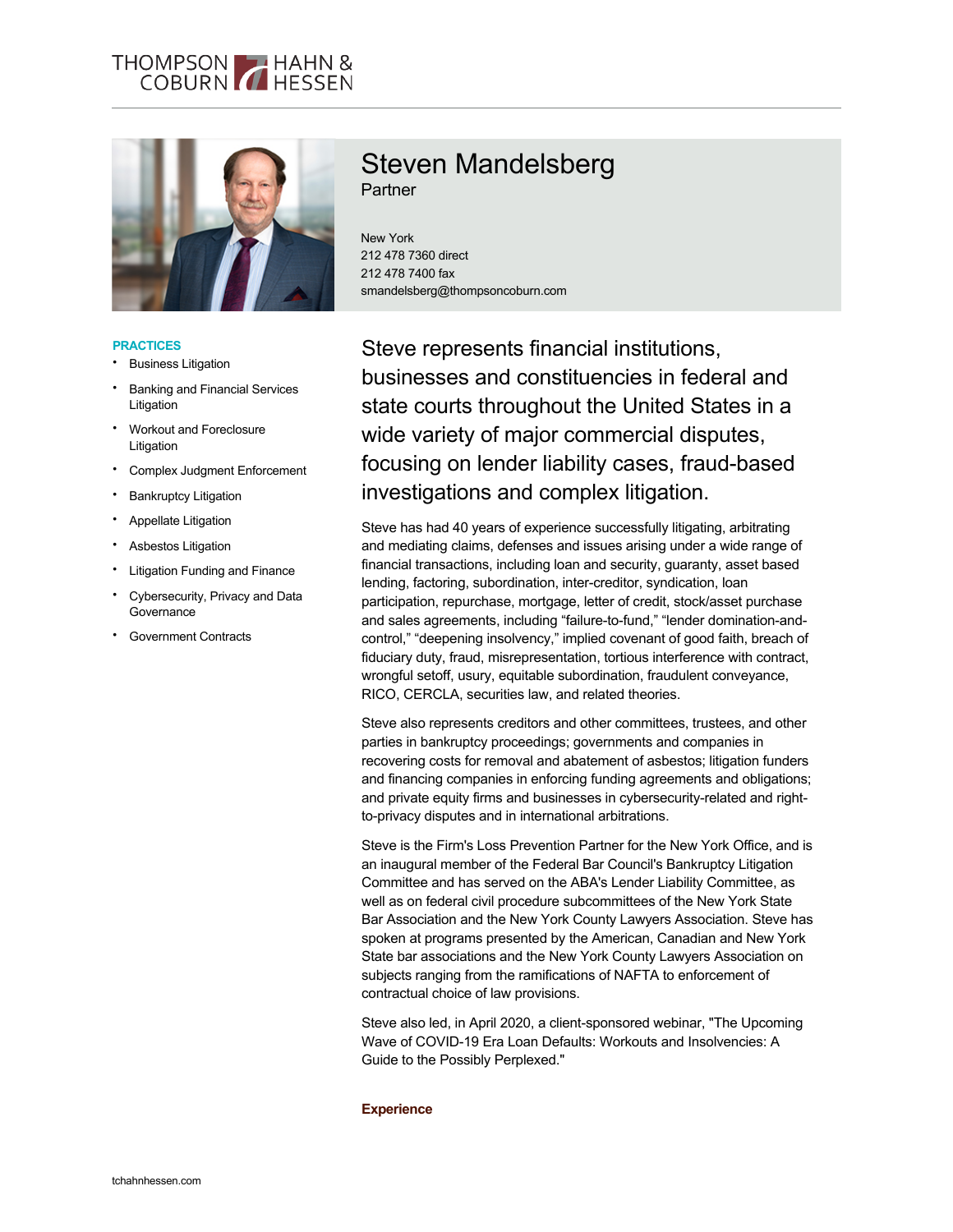# Steven Mandelsberg

Partner

New York
212 478 7360 direct
212 478 7400 fax
smandelsberg@thompsoncoburn.com

**PRACTICES**

- Business Litigation
- Banking and Financial Services Litigation
- Workout and Foreclosure Litigation
- Complex Judgment Enforcement
- Bankruptcy Litigation
- Appellate Litigation
- Asbestos Litigation
- Litigation Funding and Finance
- Cybersecurity, Privacy and Data Governance
- Government Contracts

## Steve represents financial institutions, businesses and constituencies in federal and state courts throughout the United States in a wide variety of major commercial disputes, focusing on lender liability cases, fraud-based investigations and complex litigation.

Steve has had 40 years of experience successfully litigating, arbitrating and mediating claims, defenses and issues arising under a wide range of financial transactions, including loan and security, guaranty, asset based lending, factoring, subordination, inter-creditor, syndication, loan participation, repurchase, mortgage, letter of credit, stock/asset purchase and sales agreements, including "failure-to-fund," "lender domination-and-control," "deepening insolvency," implied covenant of good faith, breach of fiduciary duty, fraud, misrepresentation, tortious interference with contract, wrongful setoff, usury, equitable subordination, fraudulent conveyance, RICO, CERCLA, securities law, and related theories.

Steve also represents creditors and other committees, trustees, and other parties in bankruptcy proceedings; governments and companies in recovering costs for removal and abatement of asbestos; litigation funders and financing companies in enforcing funding agreements and obligations; and private equity firms and businesses in cybersecurity-related and right-to-privacy disputes and in international arbitrations.

Steve is the Firm's Loss Prevention Partner for the New York Office, and is an inaugural member of the Federal Bar Council's Bankruptcy Litigation Committee and has served on the ABA's Lender Liability Committee, as well as on federal civil procedure subcommittees of the New York State Bar Association and the New York County Lawyers Association. Steve has spoken at programs presented by the American, Canadian and New York State bar associations and the New York County Lawyers Association on subjects ranging from the ramifications of NAFTA to enforcement of contractual choice of law provisions.

Steve also led, in April 2020, a client-sponsored webinar, "The Upcoming Wave of COVID-19 Era Loan Defaults: Workouts and Insolvencies: A Guide to the Possibly Perplexed."

### Experience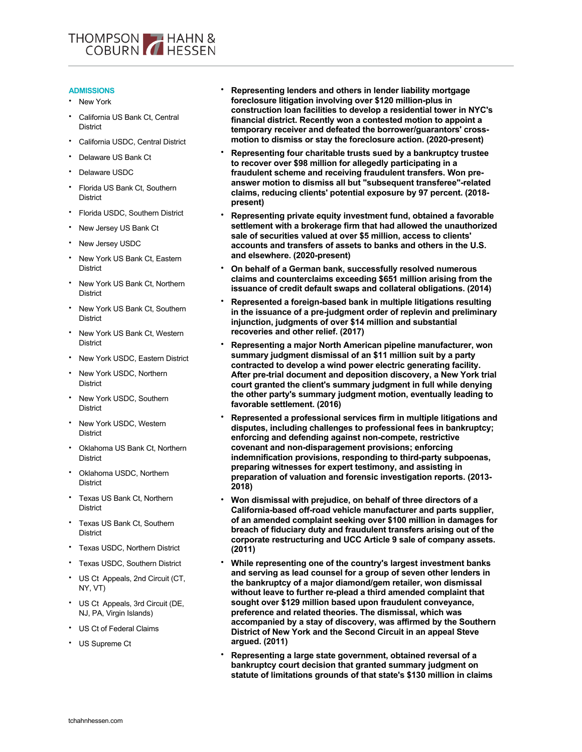## ADMISSIONS

- New York
- California US Bank Ct, Central District
- California USDC, Central District
- Delaware US Bank Ct
- Delaware USDC
- Florida US Bank Ct, Southern District
- Florida USDC, Southern District
- New Jersey US Bank Ct
- New Jersey USDC
- New York US Bank Ct, Eastern District
- New York US Bank Ct, Northern District
- New York US Bank Ct, Southern District
- New York US Bank Ct, Western District
- New York USDC, Eastern District
- New York USDC, Northern District
- New York USDC, Southern District
- New York USDC, Western District
- Oklahoma US Bank Ct, Northern District
- Oklahoma USDC, Northern District
- Texas US Bank Ct, Northern District
- Texas US Bank Ct, Southern District
- Texas USDC, Northern District
- Texas USDC, Southern District
- US Ct Appeals, 2nd Circuit (CT, NY, VT)
- US Ct Appeals, 3rd Circuit (DE, NJ, PA, Virgin Islands)
- US Ct of Federal Claims
- US Supreme Ct

- **Representing lenders and others in lender liability mortgage foreclosure litigation involving over $120 million-plus in construction loan facilities to develop a residential tower in NYC's financial district. Recently won a contested motion to appoint a temporary receiver and defeated the borrower/guarantors' cross-motion to dismiss or stay the foreclosure action. (2020-present)**
- **Representing four charitable trusts sued by a bankruptcy trustee to recover over $98 million for allegedly participating in a fraudulent scheme and receiving fraudulent transfers. Won pre-answer motion to dismiss all but "subsequent transferee"-related claims, reducing clients' potential exposure by 97 percent. (2018-present)**
- **Representing private equity investment fund, obtained a favorable settlement with a brokerage firm that had allowed the unauthorized sale of securities valued at over $5 million, access to clients' accounts and transfers of assets to banks and others in the U.S. and elsewhere. (2020-present)**
- **On behalf of a German bank, successfully resolved numerous claims and counterclaims exceeding $651 million arising from the issuance of credit default swaps and collateral obligations. (2014)**
- **Represented a foreign-based bank in multiple litigations resulting in the issuance of a pre-judgment order of replevin and preliminary injunction, judgments of over $14 million and substantial recoveries and other relief. (2017)**
- **Representing a major North American pipeline manufacturer, won summary judgment dismissal of an $11 million suit by a party contracted to develop a wind power electric generating facility. After pre-trial document and deposition discovery, a New York trial court granted the client's summary judgment in full while denying the other party's summary judgment motion, eventually leading to favorable settlement. (2016)**
- **Represented a professional services firm in multiple litigations and disputes, including challenges to professional fees in bankruptcy; enforcing and defending against non-compete, restrictive covenant and non-disparagement provisions; enforcing indemnification provisions, responding to third-party subpoenas, preparing witnesses for expert testimony, and assisting in preparation of valuation and forensic investigation reports. (2013-2018)**
- **Won dismissal with prejudice, on behalf of three directors of a California-based off-road vehicle manufacturer and parts supplier, of an amended complaint seeking over $100 million in damages for breach of fiduciary duty and fraudulent transfers arising out of the corporate restructuring and UCC Article 9 sale of company assets. (2011)**
- **While representing one of the country's largest investment banks and serving as lead counsel for a group of seven other lenders in the bankruptcy of a major diamond/gem retailer, won dismissal without leave to further re-plead a third amended complaint that sought over $129 million based upon fraudulent conveyance, preference and related theories. The dismissal, which was accompanied by a stay of discovery, was affirmed by the Southern District of New York and the Second Circuit in an appeal Steve argued. (2011)**
- **Representing a large state government, obtained reversal of a bankruptcy court decision that granted summary judgment on statute of limitations grounds of that state's $130 million in claims**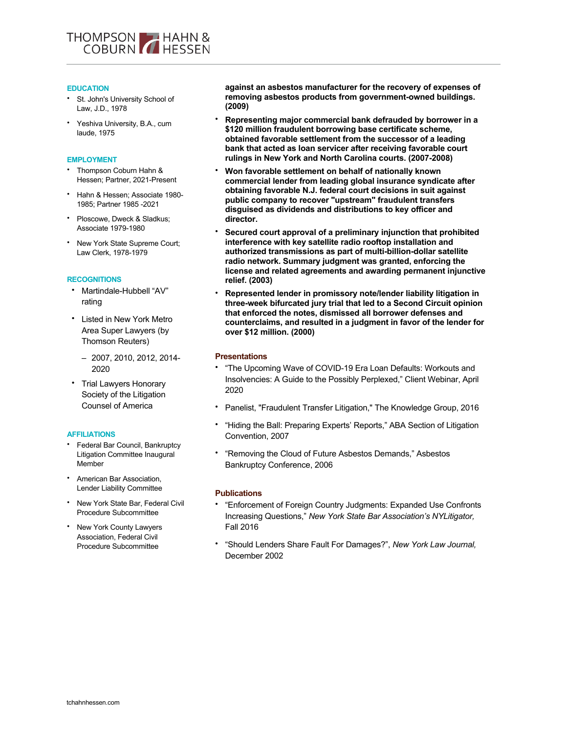THOMPSON COBURN HAHN & HESSEN

## EDUCATION

- St. John's University School of Law, J.D., 1978
- Yeshiva University, B.A., cum laude, 1975

## EMPLOYMENT

- Thompson Coburn Hahn & Hessen; Partner, 2021-Present
- Hahn & Hessen; Associate 1980-1985; Partner 1985 -2021
- Ploscowe, Dweck & Sladkus; Associate 1979-1980
- New York State Supreme Court; Law Clerk, 1978-1979

## RECOGNITIONS

- Martindale-Hubbell "AV" rating
- Listed in New York Metro Area Super Lawyers (by Thomson Reuters)
  - 2007, 2010, 2012, 2014-2020
- Trial Lawyers Honorary Society of the Litigation Counsel of America

## AFFILIATIONS

- Federal Bar Council, Bankruptcy Litigation Committee Inaugural Member
- American Bar Association, Lender Liability Committee
- New York State Bar, Federal Civil Procedure Subcommittee
- New York County Lawyers Association, Federal Civil Procedure Subcommittee

**against an asbestos manufacturer for the recovery of expenses of removing asbestos products from government-owned buildings. (2009)**

- **Representing major commercial bank defrauded by borrower in a $120 million fraudulent borrowing base certificate scheme, obtained favorable settlement from the successor of a leading bank that acted as loan servicer after receiving favorable court rulings in New York and North Carolina courts. (2007-2008)**
- **Won favorable settlement on behalf of nationally known commercial lender from leading global insurance syndicate after obtaining favorable N.J. federal court decisions in suit against public company to recover "upstream" fraudulent transfers disguised as dividends and distributions to key officer and director.**
- **Secured court approval of a preliminary injunction that prohibited interference with key satellite radio rooftop installation and authorized transmissions as part of multi-billion-dollar satellite radio network. Summary judgment was granted, enforcing the license and related agreements and awarding permanent injunctive relief. (2003)**
- **Represented lender in promissory note/lender liability litigation in three-week bifurcated jury trial that led to a Second Circuit opinion that enforced the notes, dismissed all borrower defenses and counterclaims, and resulted in a judgment in favor of the lender for over $12 million. (2000)**

## Presentations

- "The Upcoming Wave of COVID-19 Era Loan Defaults: Workouts and Insolvencies: A Guide to the Possibly Perplexed," Client Webinar, April 2020
- Panelist, "Fraudulent Transfer Litigation," The Knowledge Group, 2016
- "Hiding the Ball: Preparing Experts' Reports," ABA Section of Litigation Convention, 2007
- "Removing the Cloud of Future Asbestos Demands," Asbestos Bankruptcy Conference, 2006

## Publications

- "Enforcement of Foreign Country Judgments: Expanded Use Confronts Increasing Questions," *New York State Bar Association's NYLitigator,* Fall 2016
- "Should Lenders Share Fault For Damages?", *New York Law Journal,* December 2002

tchahnhessen.com